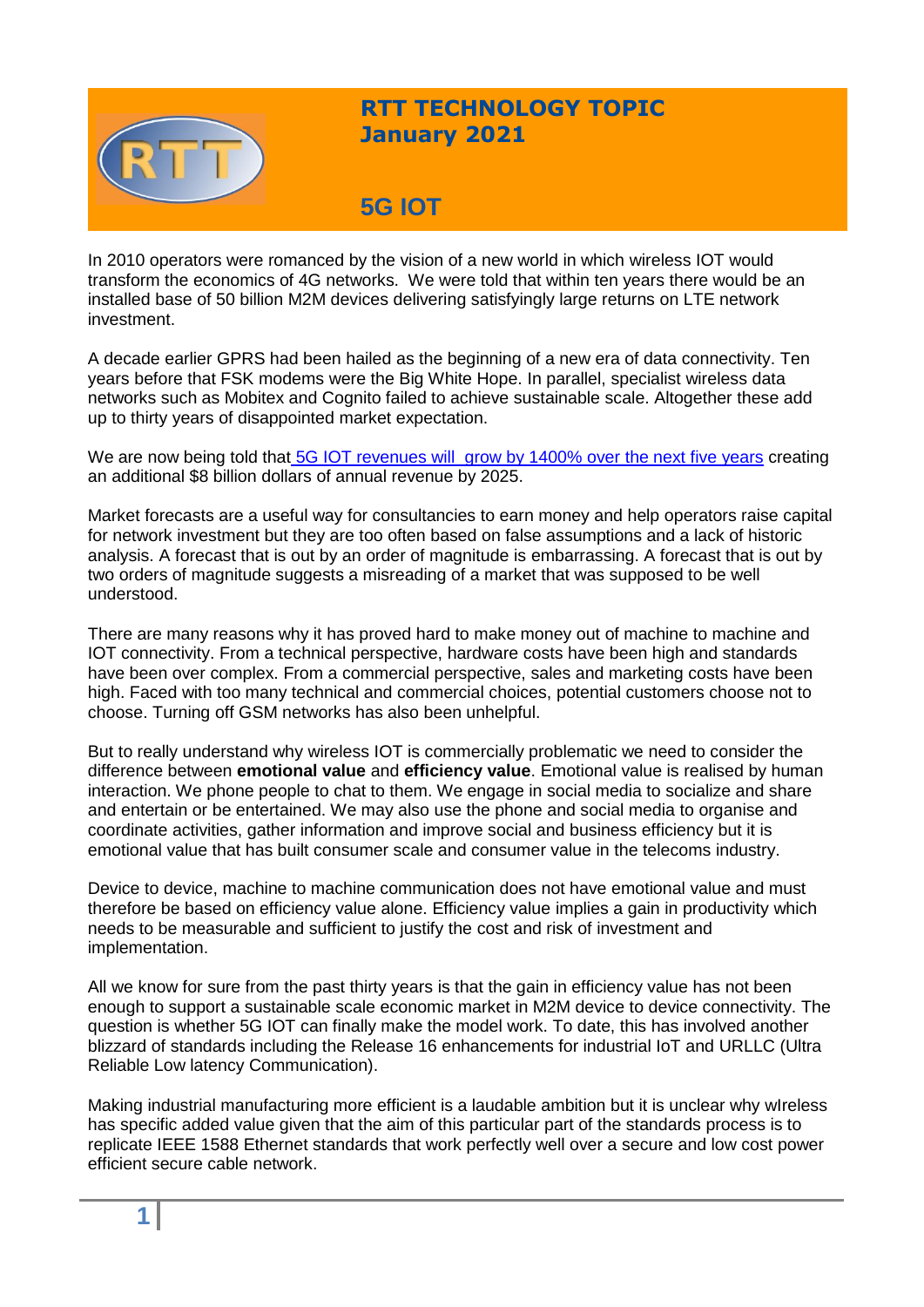# RTT TECHNOLOGY TOPIC
## January 2021

## 5G IOT

In 2010 operators were romanced by the vision of a new world in which wireless IOT would transform the economics of 4G networks. We were told that within ten years there would be an installed base of 50 billion M2M devices delivering satisfyingly large returns on LTE network investment.

A decade earlier GPRS had been hailed as the beginning of a new era of data connectivity. Ten years before that FSK modems were the Big White Hope. In parallel, specialist wireless data networks such as Mobitex and Cognito failed to achieve sustainable scale. Altogether these add up to thirty years of disappointed market expectation.

We are now being told that 5G IOT revenues will grow by 1400% over the next five years creating an additional $8 billion dollars of annual revenue by 2025.

Market forecasts are a useful way for consultancies to earn money and help operators raise capital for network investment but they are too often based on false assumptions and a lack of historic analysis. A forecast that is out by an order of magnitude is embarrassing. A forecast that is out by two orders of magnitude suggests a misreading of a market that was supposed to be well understood.

There are many reasons why it has proved hard to make money out of machine to machine and IOT connectivity. From a technical perspective, hardware costs have been high and standards have been over complex. From a commercial perspective, sales and marketing costs have been high. Faced with too many technical and commercial choices, potential customers choose not to choose. Turning off GSM networks has also been unhelpful.

But to really understand why wireless IOT is commercially problematic we need to consider the difference between **emotional value** and **efficiency value**. Emotional value is realised by human interaction. We phone people to chat to them. We engage in social media to socialize and share and entertain or be entertained. We may also use the phone and social media to organise and coordinate activities, gather information and improve social and business efficiency but it is emotional value that has built consumer scale and consumer value in the telecoms industry.

Device to device, machine to machine communication does not have emotional value and must therefore be based on efficiency value alone. Efficiency value implies a gain in productivity which needs to be measurable and sufficient to justify the cost and risk of investment and implementation.

All we know for sure from the past thirty years is that the gain in efficiency value has not been enough to support a sustainable scale economic market in M2M device to device connectivity. The question is whether 5G IOT can finally make the model work. To date, this has involved another blizzard of standards including the Release 16 enhancements for industrial IoT and URLLC (Ultra Reliable Low latency Communication).

Making industrial manufacturing more efficient is a laudable ambition but it is unclear why wIreless has specific added value given that the aim of this particular part of the standards process is to replicate IEEE 1588 Ethernet standards that work perfectly well over a secure and low cost power efficient secure cable network.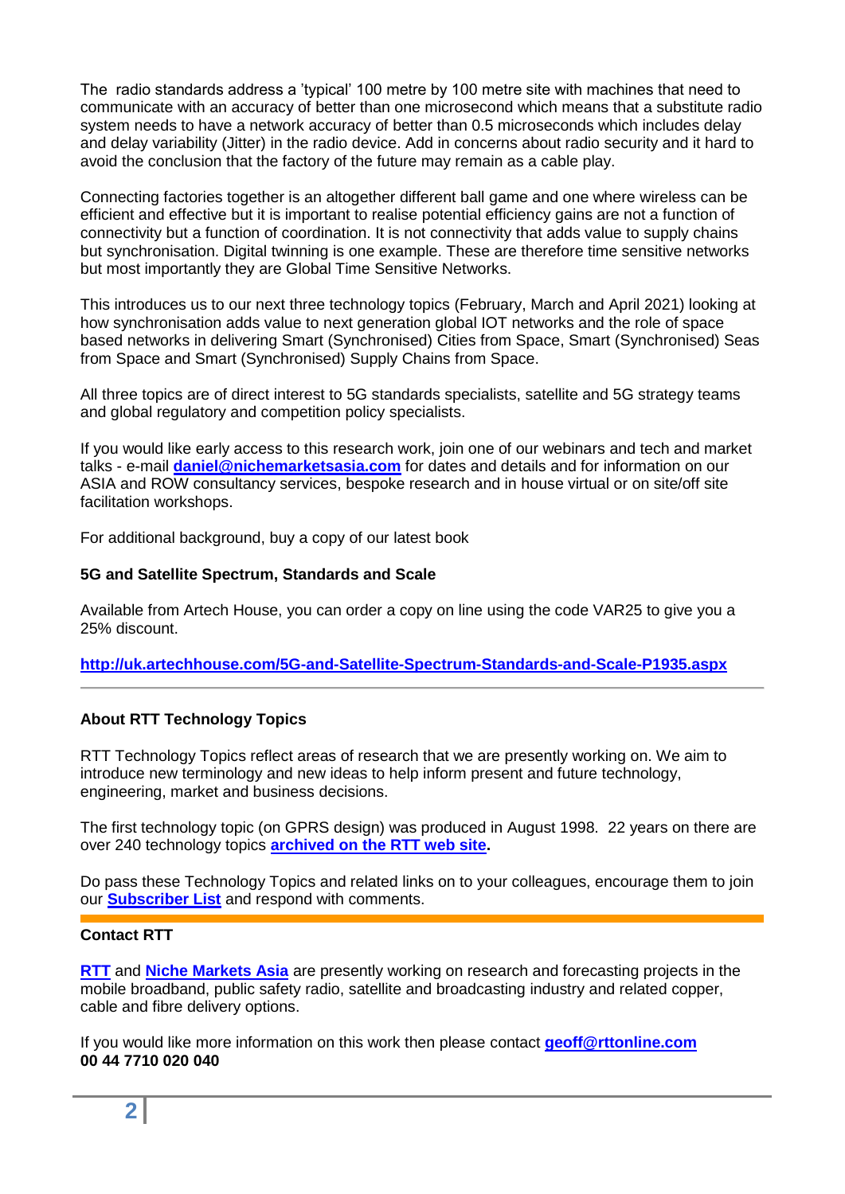The radio standards address a 'typical' 100 metre by 100 metre site with machines that need to communicate with an accuracy of better than one microsecond which means that a substitute radio system needs to have a network accuracy of better than 0.5 microseconds which includes delay and delay variability (Jitter) in the radio device. Add in concerns about radio security and it hard to avoid the conclusion that the factory of the future may remain as a cable play.

Connecting factories together is an altogether different ball game and one where wireless can be efficient and effective but it is important to realise potential efficiency gains are not a function of connectivity but a function of coordination. It is not connectivity that adds value to supply chains but synchronisation. Digital twinning is one example. These are therefore time sensitive networks but most importantly they are Global Time Sensitive Networks.

This introduces us to our next three technology topics (February, March and April 2021) looking at how synchronisation adds value to next generation global IOT networks and the role of space based networks in delivering Smart (Synchronised) Cities from Space, Smart (Synchronised) Seas from Space and Smart (Synchronised) Supply Chains from Space.

All three topics are of direct interest to 5G standards specialists, satellite and 5G strategy teams and global regulatory and competition policy specialists.

If you would like early access to this research work, join one of our webinars and tech and market talks - e-mail **daniel@nichemarketsasia.com** for dates and details and for information on our ASIA and ROW consultancy services, bespoke research and in house virtual or on site/off site facilitation workshops.

For additional background, buy a copy of our latest book

**5G and Satellite Spectrum, Standards and Scale**

Available from Artech House, you can order a copy on line using the code VAR25 to give you a 25% discount.

**http://uk.artechhouse.com/5G-and-Satellite-Spectrum-Standards-and-Scale-P1935.aspx**

---

**About RTT Technology Topics**

RTT Technology Topics reflect areas of research that we are presently working on. We aim to introduce new terminology and new ideas to help inform present and future technology, engineering, market and business decisions.

The first technology topic (on GPRS design) was produced in August 1998. 22 years on there are over 240 technology topics **archived on the RTT web site.**

Do pass these Technology Topics and related links on to your colleagues, encourage them to join our **Subscriber List** and respond with comments.

---

**Contact RTT**

**RTT** and **Niche Markets Asia** are presently working on research and forecasting projects in the mobile broadband, public safety radio, satellite and broadcasting industry and related copper, cable and fibre delivery options.

If you would like more information on this work then please contact **geoff@rttonline.com**
**00 44 7710 020 040**